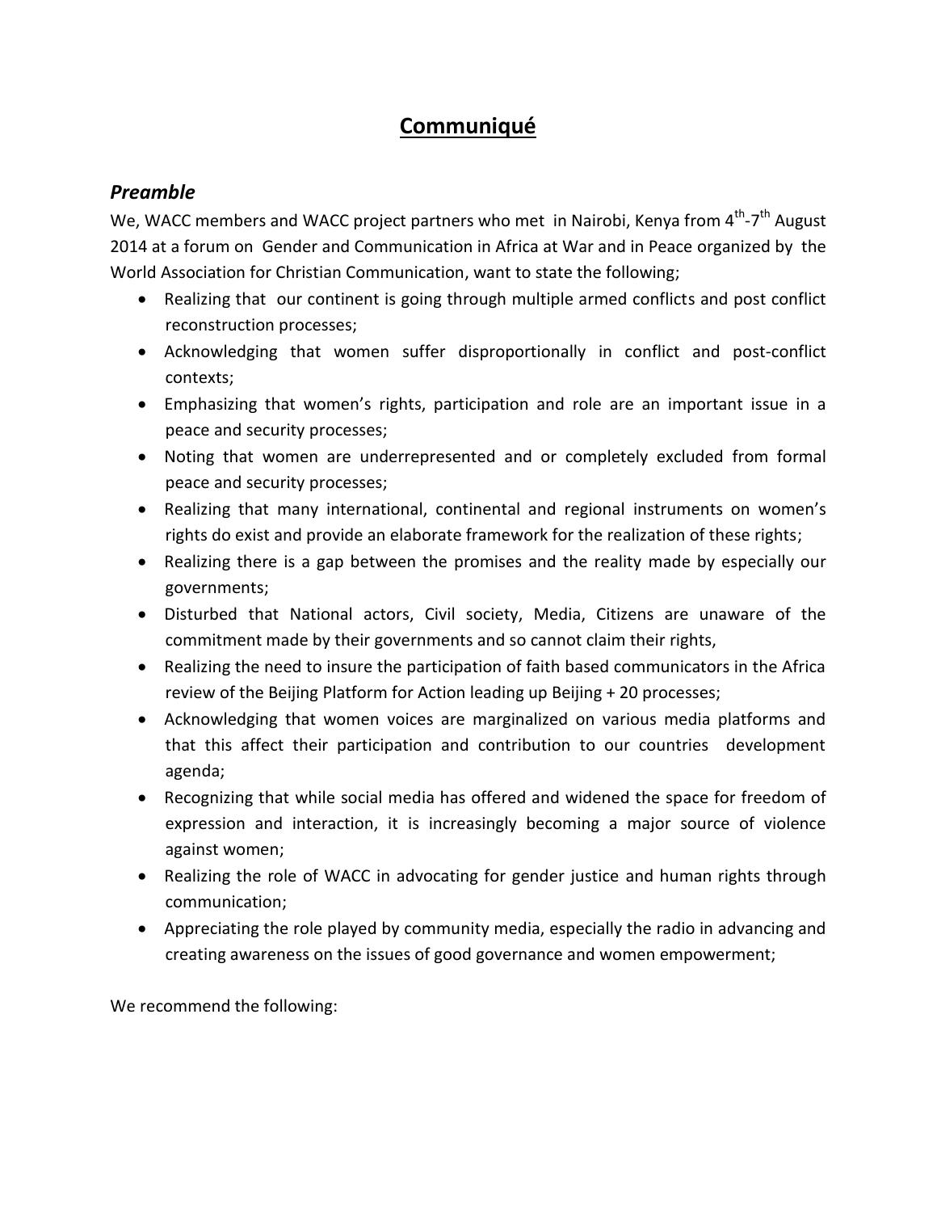# Communiqué

## *Preamble*

We, WACC members and WACC project partners who met in Nairobi, Kenya from 4th-7th August 2014 at a forum on Gender and Communication in Africa at War and in Peace organized by the World Association for Christian Communication, want to state the following;

- Realizing that our continent is going through multiple armed conflicts and post conflict reconstruction processes;
- Acknowledging that women suffer disproportionally in conflict and post-conflict contexts;
- Emphasizing that women's rights, participation and role are an important issue in a peace and security processes;
- Noting that women are underrepresented and or completely excluded from formal peace and security processes;
- Realizing that many international, continental and regional instruments on women's rights do exist and provide an elaborate framework for the realization of these rights;
- Realizing there is a gap between the promises and the reality made by especially our governments;
- Disturbed that National actors, Civil society, Media, Citizens are unaware of the commitment made by their governments and so cannot claim their rights,
- Realizing the need to insure the participation of faith based communicators in the Africa review of the Beijing Platform for Action leading up Beijing + 20 processes;
- Acknowledging that women voices are marginalized on various media platforms and that this affect their participation and contribution to our countries development agenda;
- Recognizing that while social media has offered and widened the space for freedom of expression and interaction, it is increasingly becoming a major source of violence against women;
- Realizing the role of WACC in advocating for gender justice and human rights through communication;
- Appreciating the role played by community media, especially the radio in advancing and creating awareness on the issues of good governance and women empowerment;

We recommend the following: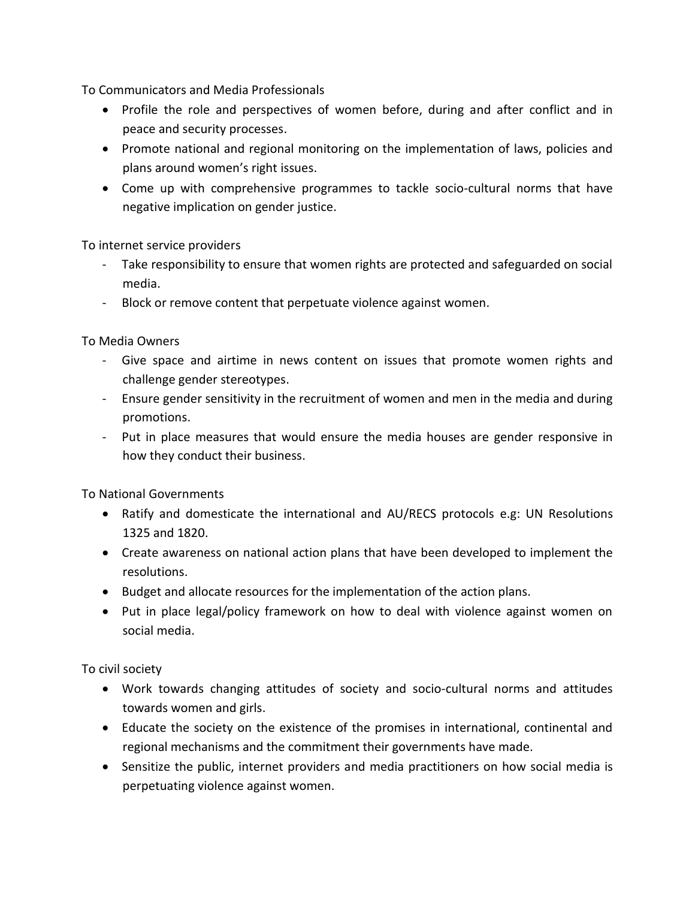To Communicators and Media Professionals

- Profile the role and perspectives of women before, during and after conflict and in peace and security processes.
- Promote national and regional monitoring on the implementation of laws, policies and plans around women's right issues.
- Come up with comprehensive programmes to tackle socio-cultural norms that have negative implication on gender justice.

To internet service providers

- Take responsibility to ensure that women rights are protected and safeguarded on social media.
- Block or remove content that perpetuate violence against women.

To Media Owners

- Give space and airtime in news content on issues that promote women rights and challenge gender stereotypes.
- Ensure gender sensitivity in the recruitment of women and men in the media and during promotions.
- Put in place measures that would ensure the media houses are gender responsive in how they conduct their business.

To National Governments

- Ratify and domesticate the international and AU/RECS protocols e.g: UN Resolutions 1325 and 1820.
- Create awareness on national action plans that have been developed to implement the resolutions.
- Budget and allocate resources for the implementation of the action plans.
- Put in place legal/policy framework on how to deal with violence against women on social media.

To civil society

- Work towards changing attitudes of society and socio-cultural norms and attitudes towards women and girls.
- Educate the society on the existence of the promises in international, continental and regional mechanisms and the commitment their governments have made.
- Sensitize the public, internet providers and media practitioners on how social media is perpetuating violence against women.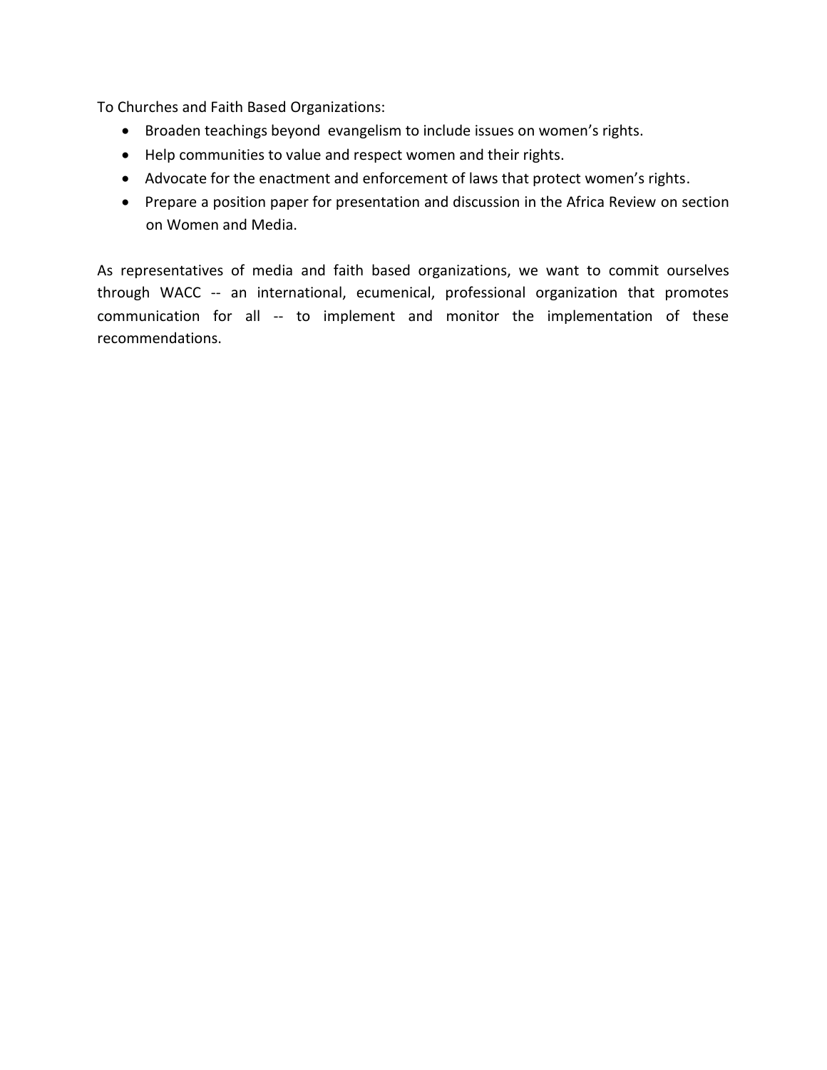To Churches and Faith Based Organizations:

- Broaden teachings beyond evangelism to include issues on women's rights.
- Help communities to value and respect women and their rights.
- Advocate for the enactment and enforcement of laws that protect women's rights.
- Prepare a position paper for presentation and discussion in the Africa Review on section on Women and Media.

As representatives of media and faith based organizations, we want to commit ourselves through WACC -- an international, ecumenical, professional organization that promotes communication for all -- to implement and monitor the implementation of these recommendations.